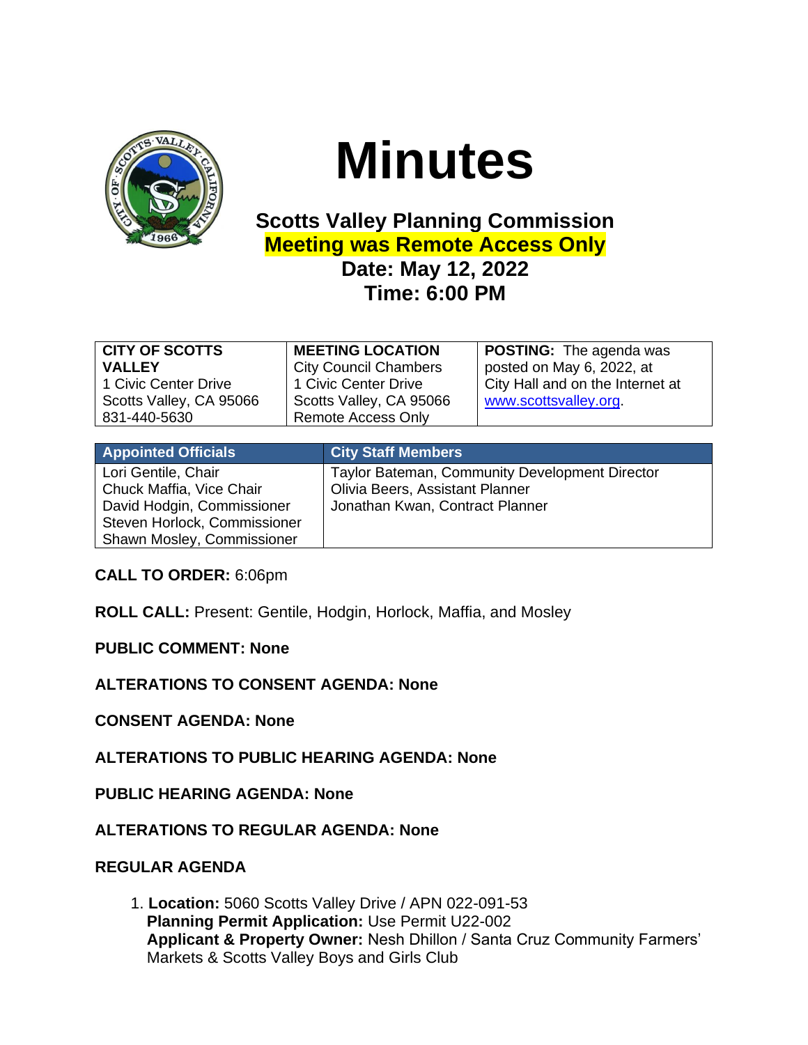# Minutes

## Scotts Valley Planning Commission

## Meeting was Remote Access Only

## Date: May 12, 2022

## Time: 6:00 PM

| **CITY OF SCOTTS VALLEY**<br>1 Civic Center Drive<br>Scotts Valley, CA 95066<br>831-440-5630 | **MEETING LOCATION**<br>City Council Chambers<br>1 Civic Center Drive<br>Scotts Valley, CA 95066<br>Remote Access Only | **POSTING:** The agenda was posted on May 6, 2022, at City Hall and on the Internet at www.scottsvalley.org. |
|---|---|---|

| Appointed Officials | City Staff Members |
|---|---|
| Lori Gentile, Chair<br>Chuck Maffia, Vice Chair<br>David Hodgin, Commissioner<br>Steven Horlock, Commissioner<br>Shawn Mosley, Commissioner | Taylor Bateman, Community Development Director<br>Olivia Beers, Assistant Planner<br>Jonathan Kwan, Contract Planner |

**CALL TO ORDER:** 6:06pm

**ROLL CALL:** Present: Gentile, Hodgin, Horlock, Maffia, and Mosley

**PUBLIC COMMENT: None**

**ALTERATIONS TO CONSENT AGENDA: None**

**CONSENT AGENDA: None**

**ALTERATIONS TO PUBLIC HEARING AGENDA: None**

**PUBLIC HEARING AGENDA: None**

**ALTERATIONS TO REGULAR AGENDA: None**

**REGULAR AGENDA**

1. **Location:** 5060 Scotts Valley Drive / APN 022-091-53
   **Planning Permit Application:** Use Permit U22-002
   **Applicant & Property Owner:** Nesh Dhillon / Santa Cruz Community Farmers' Markets & Scotts Valley Boys and Girls Club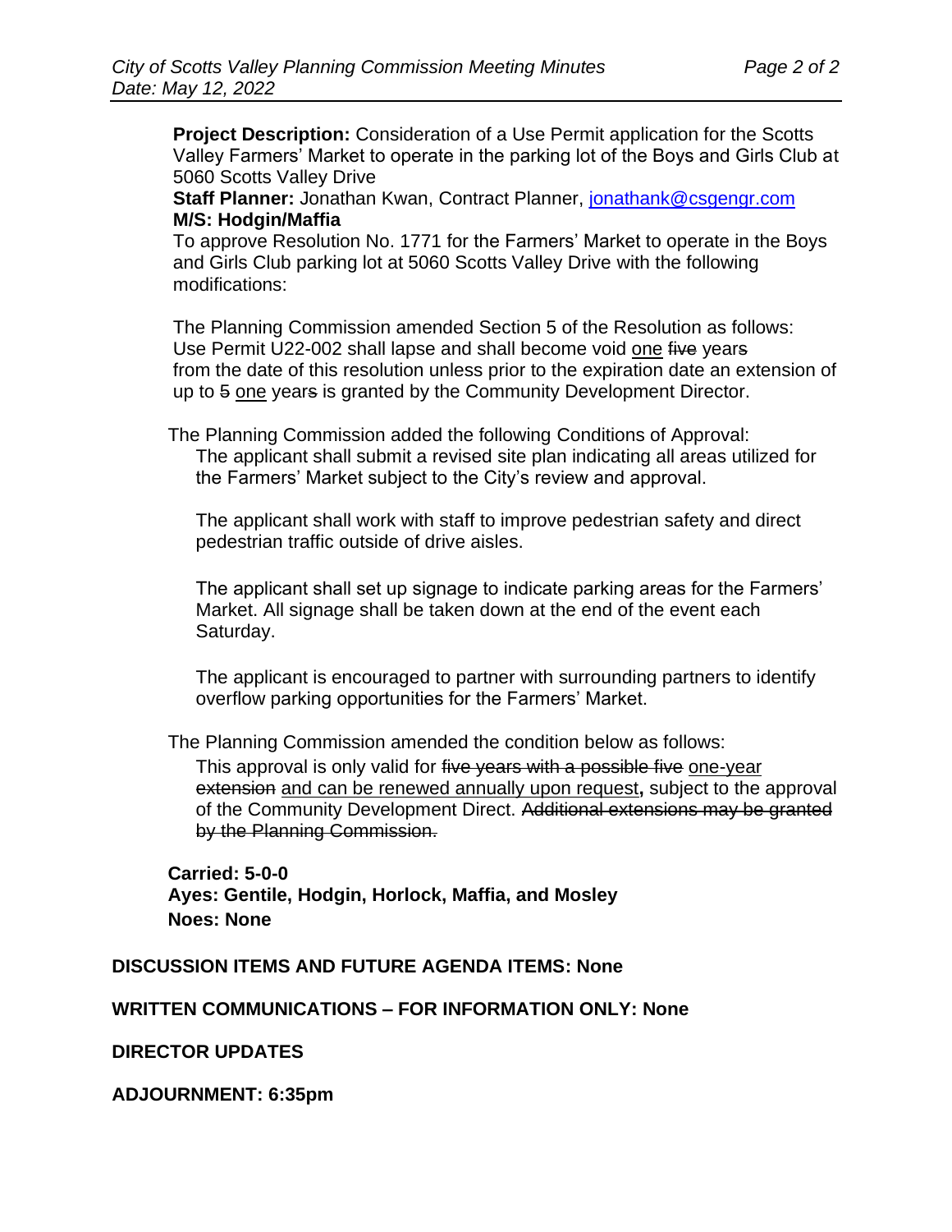**Project Description:** Consideration of a Use Permit application for the Scotts Valley Farmers' Market to operate in the parking lot of the Boys and Girls Club at 5060 Scotts Valley Drive
**Staff Planner:** Jonathan Kwan, Contract Planner, jonathank@csgengr.com
**M/S: Hodgin/Maffia**
To approve Resolution No. 1771 for the Farmers' Market to operate in the Boys and Girls Club parking lot at 5060 Scotts Valley Drive with the following modifications:

The Planning Commission amended Section 5 of the Resolution as follows:
Use Permit U22-002 shall lapse and shall become void <u>one</u> ~~five~~ year~~s~~ from the date of this resolution unless prior to the expiration date an extension of up to ~~5~~ <u>one</u> year~~s~~ is granted by the Community Development Director.

The Planning Commission added the following Conditions of Approval:

The applicant shall submit a revised site plan indicating all areas utilized for the Farmers' Market subject to the City's review and approval.

The applicant shall work with staff to improve pedestrian safety and direct pedestrian traffic outside of drive aisles.

The applicant shall set up signage to indicate parking areas for the Farmers' Market. All signage shall be taken down at the end of the event each Saturday.

The applicant is encouraged to partner with surrounding partners to identify overflow parking opportunities for the Farmers' Market.

The Planning Commission amended the condition below as follows:

This approval is only valid for ~~five years with a possible five~~ <u>one-year</u> ~~extension~~ <u>and can be renewed annually upon request</u>**,** subject to the approval of the Community Development Direct. ~~Additional extensions may be granted by the Planning Commission.~~

**Carried: 5-0-0**
**Ayes: Gentile, Hodgin, Horlock, Maffia, and Mosley**
**Noes: None**

**DISCUSSION ITEMS AND FUTURE AGENDA ITEMS: None**

**WRITTEN COMMUNICATIONS – FOR INFORMATION ONLY: None**

**DIRECTOR UPDATES**

**ADJOURNMENT: 6:35pm**